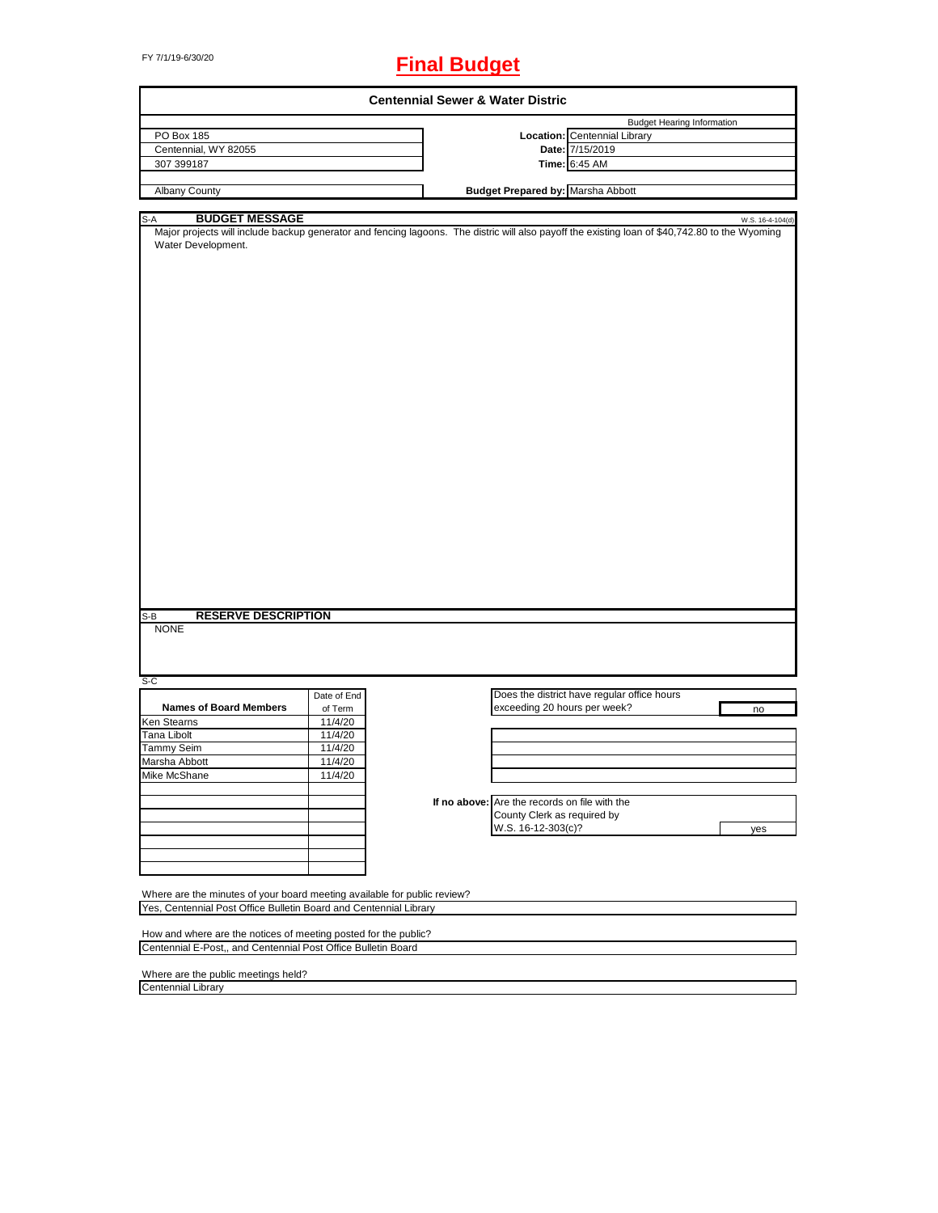FY 7/1/19-6/30/20

# Final Budget

## Centennial Sewer & Water Distric

| | | |
|---|---|---|
| PO Box 185 | | Budget Hearing Information |
| Centennial, WY 82055 | **Location:** | Centennial Library |
| 307 399187 | **Date:** | 7/15/2019 |
| | **Time:** | 6:45 AM |
| Albany County | **Budget Prepared by:** | Marsha Abbott |

S-A **BUDGET MESSAGE** W.S. 16-4-104(d)

Major projects will include backup generator and fencing lagoons. The distric will also payoff the existing loan of $40,742.80 to the Wyoming Water Development.

S-B **RESERVE DESCRIPTION**

NONE

S-C

| Names of Board Members | Date of End of Term |
|---|---|
| Ken Stearns | 11/4/20 |
| Tana Libolt | 11/4/20 |
| Tammy Seim | 11/4/20 |
| Marsha Abbott | 11/4/20 |
| Mike McShane | 11/4/20 |

Does the district have regular office hours exceeding 20 hours per week? **no**

**If no above:** Are the records on file with the County Clerk as required by W.S. 16-12-303(c)? **yes**

Where are the minutes of your board meeting available for public review?
Yes, Centennial Post Office Bulletin Board and Centennial Library

How and where are the notices of meeting posted for the public?
Centennial E-Post,, and Centennial Post Office Bulletin Board

Where are the public meetings held?
Centennial Library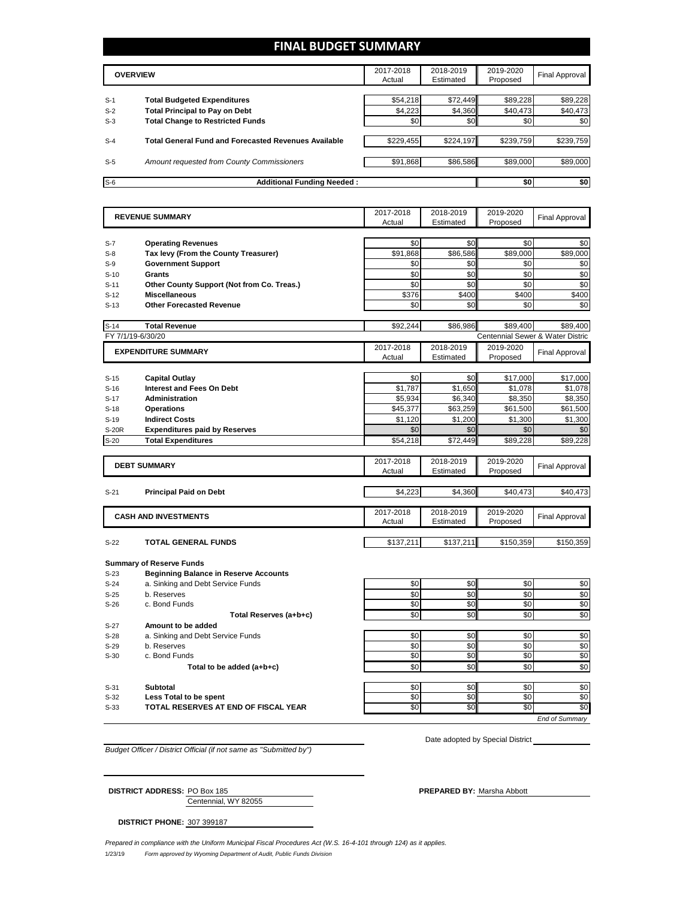# FINAL BUDGET SUMMARY

| | OVERVIEW | 2017-2018 Actual | 2018-2019 Estimated | 2019-2020 Proposed | Final Approval |
|---|---|---|---|---|---|
| S-1 | **Total Budgeted Expenditures** | $54,218 | $72,449 | $89,228 | $89,228 |
| S-2 | **Total Principal to Pay on Debt** | $4,223 | $4,360 | $40,473 | $40,473 |
| S-3 | **Total Change to Restricted Funds** | $0 | $0 | $0 | $0 |
| S-4 | **Total General Fund and Forecasted Revenues Available** | $229,455 | $224,197 | $239,759 | $239,759 |
| S-5 | *Amount requested from County Commissioners* | $91,868 | $86,586 | $89,000 | $89,000 |
| S-6 | **Additional Funding Needed :** | | | $0 | $0 |

| | REVENUE SUMMARY | 2017-2018 Actual | 2018-2019 Estimated | 2019-2020 Proposed | Final Approval |
|---|---|---|---|---|---|
| S-7 | **Operating Revenues** | $0 | $0 | $0 | $0 |
| S-8 | **Tax levy (From the County Treasurer)** | $91,868 | $86,586 | $89,000 | $89,000 |
| S-9 | **Government Support** | $0 | $0 | $0 | $0 |
| S-10 | **Grants** | $0 | $0 | $0 | $0 |
| S-11 | **Other County Support (Not from Co. Treas.)** | $0 | $0 | $0 | $0 |
| S-12 | **Miscellaneous** | $376 | $400 | $400 | $400 |
| S-13 | **Other Forecasted Revenue** | $0 | $0 | $0 | $0 |
| S-14 | **Total Revenue** | $92,244 | $86,986 | $89,400 | $89,400 |

FY 7/1/19-6/30/20 — Centennial Sewer & Water Distric

| | EXPENDITURE SUMMARY | 2017-2018 Actual | 2018-2019 Estimated | 2019-2020 Proposed | Final Approval |
|---|---|---|---|---|---|
| S-15 | **Capital Outlay** | $0 | $0 | $17,000 | $17,000 |
| S-16 | **Interest and Fees On Debt** | $1,787 | $1,650 | $1,078 | $1,078 |
| S-17 | **Administration** | $5,934 | $6,340 | $8,350 | $8,350 |
| S-18 | **Operations** | $45,377 | $63,259 | $61,500 | $61,500 |
| S-19 | **Indirect Costs** | $1,120 | $1,200 | $1,300 | $1,300 |
| S-20R | **Expenditures paid by Reserves** | $0 | $0 | $0 | $0 |
| S-20 | **Total Expenditures** | $54,218 | $72,449 | $89,228 | $89,228 |

| | DEBT SUMMARY | 2017-2018 Actual | 2018-2019 Estimated | 2019-2020 Proposed | Final Approval |
|---|---|---|---|---|---|
| S-21 | **Principal Paid on Debt** | $4,223 | $4,360 | $40,473 | $40,473 |

| | CASH AND INVESTMENTS | 2017-2018 Actual | 2018-2019 Estimated | 2019-2020 Proposed | Final Approval |
|---|---|---|---|---|---|
| S-22 | **TOTAL GENERAL FUNDS** | $137,211 | $137,211 | $150,359 | $150,359 |
| | **Summary of Reserve Funds** | | | | |
| S-23 | **Beginning Balance in Reserve Accounts** | | | | |
| S-24 | a. Sinking and Debt Service Funds | $0 | $0 | $0 | $0 |
| S-25 | b. Reserves | $0 | $0 | $0 | $0 |
| S-26 | c. Bond Funds | $0 | $0 | $0 | $0 |
| | **Total Reserves (a+b+c)** | $0 | $0 | $0 | $0 |
| S-27 | **Amount to be added** | | | | |
| S-28 | a. Sinking and Debt Service Funds | $0 | $0 | $0 | $0 |
| S-29 | b. Reserves | $0 | $0 | $0 | $0 |
| S-30 | c. Bond Funds | $0 | $0 | $0 | $0 |
| | **Total to be added (a+b+c)** | $0 | $0 | $0 | $0 |
| S-31 | **Subtotal** | $0 | $0 | $0 | $0 |
| S-32 | **Less Total to be spent** | $0 | $0 | $0 | $0 |
| S-33 | **TOTAL RESERVES AT END OF FISCAL YEAR** | $0 | $0 | $0 | $0 |

*End of Summary*

*Budget Officer / District Official (if not same as "Submitted by")*

Date adopted by Special District

**DISTRICT ADDRESS:** PO Box 185
Centennial, WY 82055

**PREPARED BY:** Marsha Abbott

**DISTRICT PHONE:** 307 399187

*Prepared in compliance with the Uniform Municipal Fiscal Procedures Act (W.S. 16-4-101 through 124) as it applies.*

1/23/19 *Form approved by Wyoming Department of Audit, Public Funds Division*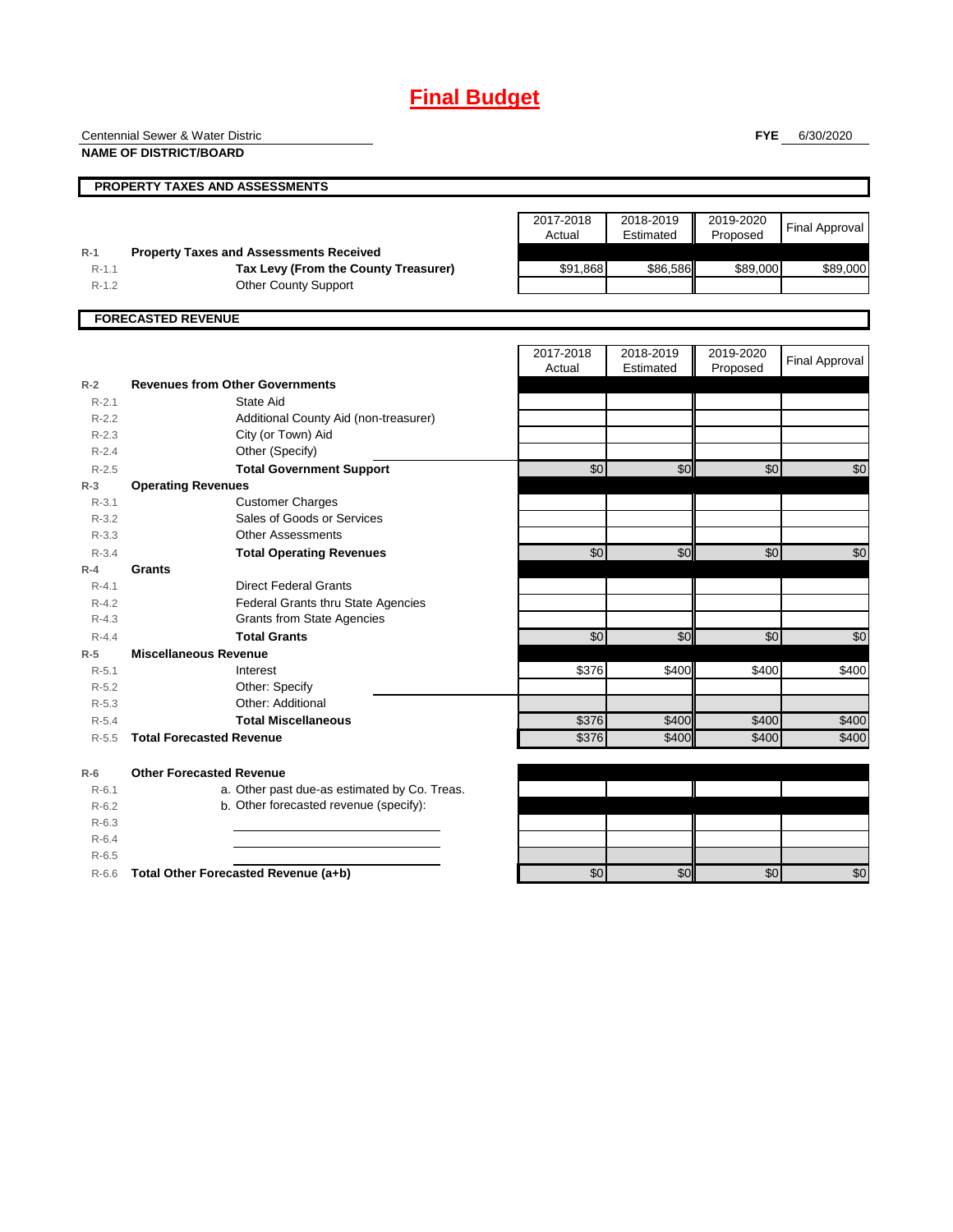# Final Budget

Centennial Sewer & Water Distric

**NAME OF DISTRICT/BOARD**

**FYE** 6/30/2020

## PROPERTY TAXES AND ASSESSMENTS

| | | 2017-2018 Actual | 2018-2019 Estimated | 2019-2020 Proposed | Final Approval |
|---|---|---|---|---|---|
| R-1 | **Property Taxes and Assessments Received** | | | | |
| R-1.1 | **Tax Levy (From the County Treasurer)** | $91,868 | $86,586 | $89,000 | $89,000 |
| R-1.2 | Other County Support | | | | |

## FORECASTED REVENUE

| | | 2017-2018 Actual | 2018-2019 Estimated | 2019-2020 Proposed | Final Approval |
|---|---|---|---|---|---|
| R-2 | **Revenues from Other Governments** | | | | |
| R-2.1 | State Aid | | | | |
| R-2.2 | Additional County Aid (non-treasurer) | | | | |
| R-2.3 | City (or Town) Aid | | | | |
| R-2.4 | Other (Specify) | | | | |
| R-2.5 | **Total Government Support** | $0 | $0 | $0 | $0 |
| R-3 | **Operating Revenues** | | | | |
| R-3.1 | Customer Charges | | | | |
| R-3.2 | Sales of Goods or Services | | | | |
| R-3.3 | Other Assessments | | | | |
| R-3.4 | **Total Operating Revenues** | $0 | $0 | $0 | $0 |
| R-4 | **Grants** | | | | |
| R-4.1 | Direct Federal Grants | | | | |
| R-4.2 | Federal Grants thru State Agencies | | | | |
| R-4.3 | Grants from State Agencies | | | | |
| R-4.4 | **Total Grants** | $0 | $0 | $0 | $0 |
| R-5 | **Miscellaneous Revenue** | | | | |
| R-5.1 | Interest | $376 | $400 | $400 | $400 |
| R-5.2 | Other: Specify | | | | |
| R-5.3 | Other: Additional | | | | |
| R-5.4 | **Total Miscellaneous** | $376 | $400 | $400 | $400 |
| R-5.5 | **Total Forecasted Revenue** | $376 | $400 | $400 | $400 |
| R-6 | **Other Forecasted Revenue** | | | | |
| R-6.1 | a. Other past due-as estimated by Co. Treas. | | | | |
| R-6.2 | b. Other forecasted revenue (specify): | | | | |
| R-6.3 | | | | | |
| R-6.4 | | | | | |
| R-6.5 | | | | | |
| R-6.6 | **Total Other Forecasted Revenue (a+b)** | $0 | $0 | $0 | $0 |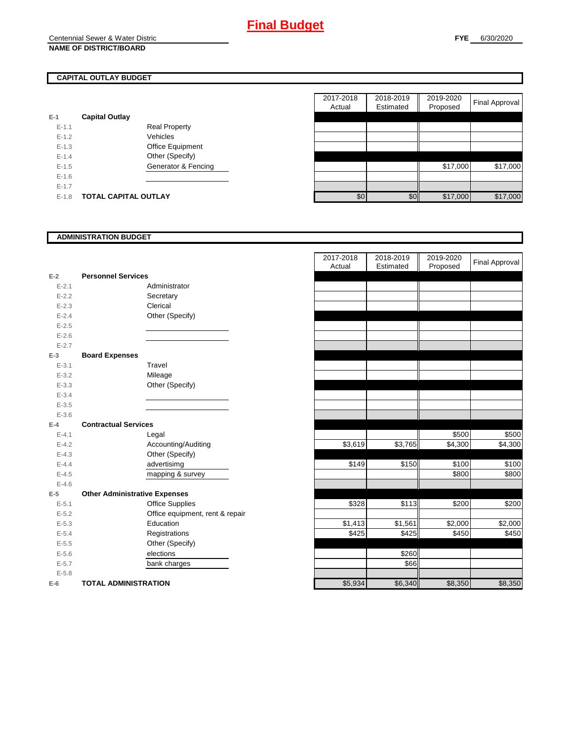# Final Budget

Centennial Sewer & Water Distric
**NAME OF DISTRICT/BOARD**

**FYE** 6/30/2020

## CAPITAL OUTLAY BUDGET

| | | | 2017-2018 Actual | 2018-2019 Estimated | 2019-2020 Proposed | Final Approval |
|---|---|---|---|---|---|---|
| E-1 | **Capital Outlay** | | | | | |
| E-1.1 | | Real Property | | | | |
| E-1.2 | | Vehicles | | | | |
| E-1.3 | | Office Equipment | | | | |
| E-1.4 | | Other (Specify) | | | | |
| E-1.5 | | Generator & Fencing | | | $17,000 | $17,000 |
| E-1.6 | | | | | | |
| E-1.7 | | | | | | |
| E-1.8 | **TOTAL CAPITAL OUTLAY** | | $0 | $0 | $17,000 | $17,000 |

## ADMINISTRATION BUDGET

| | | | 2017-2018 Actual | 2018-2019 Estimated | 2019-2020 Proposed | Final Approval |
|---|---|---|---|---|---|---|
| E-2 | **Personnel Services** | | | | | |
| E-2.1 | | Administrator | | | | |
| E-2.2 | | Secretary | | | | |
| E-2.3 | | Clerical | | | | |
| E-2.4 | | Other (Specify) | | | | |
| E-2.5 | | | | | | |
| E-2.6 | | | | | | |
| E-2.7 | | | | | | |
| E-3 | **Board Expenses** | | | | | |
| E-3.1 | | Travel | | | | |
| E-3.2 | | Mileage | | | | |
| E-3.3 | | Other (Specify) | | | | |
| E-3.4 | | | | | | |
| E-3.5 | | | | | | |
| E-3.6 | | | | | | |
| E-4 | **Contractual Services** | | | | | |
| E-4.1 | | Legal | | | $500 | $500 |
| E-4.2 | | Accounting/Auditing | $3,619 | $3,765 | $4,300 | $4,300 |
| E-4.3 | | Other (Specify) | | | | |
| E-4.4 | | advertisimg | $149 | $150 | $100 | $100 |
| E-4.5 | | mapping & survey | | | $800 | $800 |
| E-4.6 | | | | | | |
| E-5 | **Other Administrative Expenses** | | | | | |
| E-5.1 | | Office Supplies | $328 | $113 | $200 | $200 |
| E-5.2 | | Office equipment, rent & repair | | | | |
| E-5.3 | | Education | $1,413 | $1,561 | $2,000 | $2,000 |
| E-5.4 | | Registrations | $425 | $425 | $450 | $450 |
| E-5.5 | | Other (Specify) | | | | |
| E-5.6 | | elections | | $260 | | |
| E-5.7 | | bank charges | | $66 | | |
| E-5.8 | | | | | | |
| E-6 | **TOTAL ADMINISTRATION** | | $5,934 | $6,340 | $8,350 | $8,350 |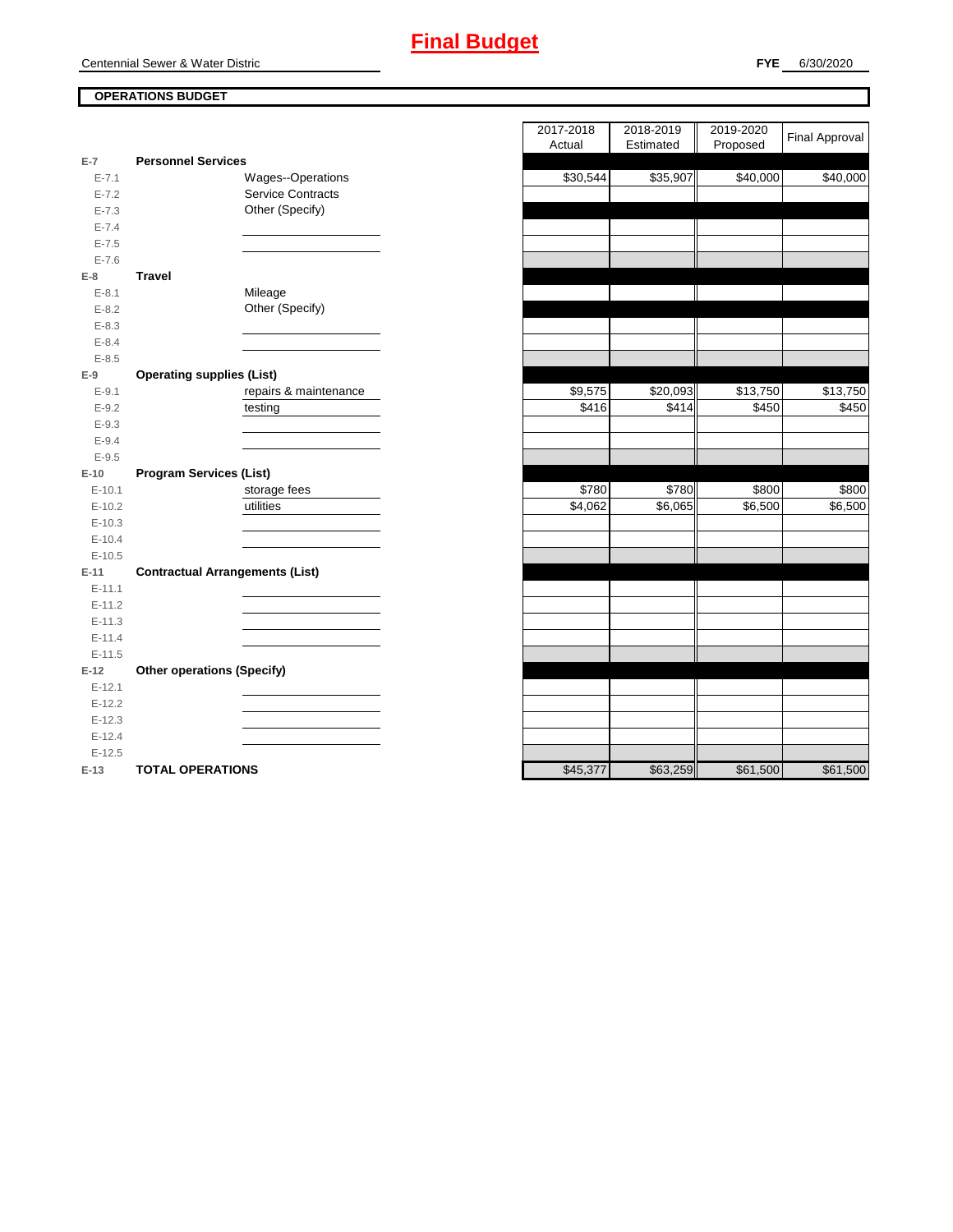# Final Budget

Centennial Sewer & Water Distric

**FYE** 6/30/2020

**OPERATIONS BUDGET**

| | | 2017-2018 Actual | 2018-2019 Estimated | 2019-2020 Proposed | Final Approval |
|---|---|---|---|---|---|
| E-7 | **Personnel Services** | | | | |
| E-7.1 | Wages--Operations | $30,544 | $35,907 | $40,000 | $40,000 |
| E-7.2 | Service Contracts | | | | |
| E-7.3 | Other (Specify) | | | | |
| E-7.4 | | | | | |
| E-7.5 | | | | | |
| E-7.6 | | | | | |
| E-8 | **Travel** | | | | |
| E-8.1 | Mileage | | | | |
| E-8.2 | Other (Specify) | | | | |
| E-8.3 | | | | | |
| E-8.4 | | | | | |
| E-8.5 | | | | | |
| E-9 | **Operating supplies (List)** | | | | |
| E-9.1 | repairs & maintenance | $9,575 | $20,093 | $13,750 | $13,750 |
| E-9.2 | testing | $416 | $414 | $450 | $450 |
| E-9.3 | | | | | |
| E-9.4 | | | | | |
| E-9.5 | | | | | |
| E-10 | **Program Services (List)** | | | | |
| E-10.1 | storage fees | $780 | $780 | $800 | $800 |
| E-10.2 | utilities | $4,062 | $6,065 | $6,500 | $6,500 |
| E-10.3 | | | | | |
| E-10.4 | | | | | |
| E-10.5 | | | | | |
| E-11 | **Contractual Arrangements (List)** | | | | |
| E-11.1 | | | | | |
| E-11.2 | | | | | |
| E-11.3 | | | | | |
| E-11.4 | | | | | |
| E-11.5 | | | | | |
| E-12 | **Other operations (Specify)** | | | | |
| E-12.1 | | | | | |
| E-12.2 | | | | | |
| E-12.3 | | | | | |
| E-12.4 | | | | | |
| E-12.5 | | | | | |
| E-13 | **TOTAL OPERATIONS** | $45,377 | $63,259 | $61,500 | $61,500 |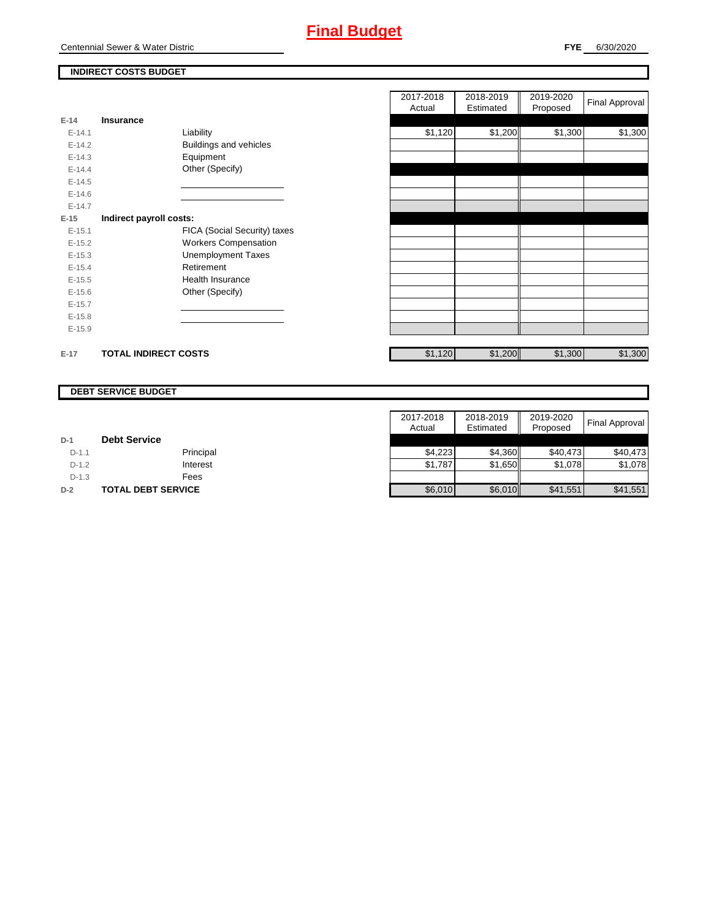# Final Budget

Centennial Sewer & Water Distric

**FYE** 6/30/2020

## INDIRECT COSTS BUDGET

| | | | 2017-2018 Actual | 2018-2019 Estimated | 2019-2020 Proposed | Final Approval |
|---|---|---|---|---|---|---|
| E-14 | **Insurance** | | | | | |
| E-14.1 | | Liability | $1,120 | $1,200 | $1,300 | $1,300 |
| E-14.2 | | Buildings and vehicles | | | | |
| E-14.3 | | Equipment | | | | |
| E-14.4 | | Other (Specify) | | | | |
| E-14.5 | | | | | | |
| E-14.6 | | | | | | |
| E-14.7 | | | | | | |
| E-15 | **Indirect payroll costs:** | | | | | |
| E-15.1 | | FICA (Social Security) taxes | | | | |
| E-15.2 | | Workers Compensation | | | | |
| E-15.3 | | Unemployment Taxes | | | | |
| E-15.4 | | Retirement | | | | |
| E-15.5 | | Health Insurance | | | | |
| E-15.6 | | Other (Specify) | | | | |
| E-15.7 | | | | | | |
| E-15.8 | | | | | | |
| E-15.9 | | | | | | |
| E-17 | **TOTAL INDIRECT COSTS** | | $1,120 | $1,200 | $1,300 | $1,300 |

## DEBT SERVICE BUDGET

| | | | 2017-2018 Actual | 2018-2019 Estimated | 2019-2020 Proposed | Final Approval |
|---|---|---|---|---|---|---|
| D-1 | **Debt Service** | | | | | |
| D-1.1 | | Principal | $4,223 | $4,360 | $40,473 | $40,473 |
| D-1.2 | | Interest | $1,787 | $1,650 | $1,078 | $1,078 |
| D-1.3 | | Fees | | | | |
| D-2 | **TOTAL DEBT SERVICE** | | $6,010 | $6,010 | $41,551 | $41,551 |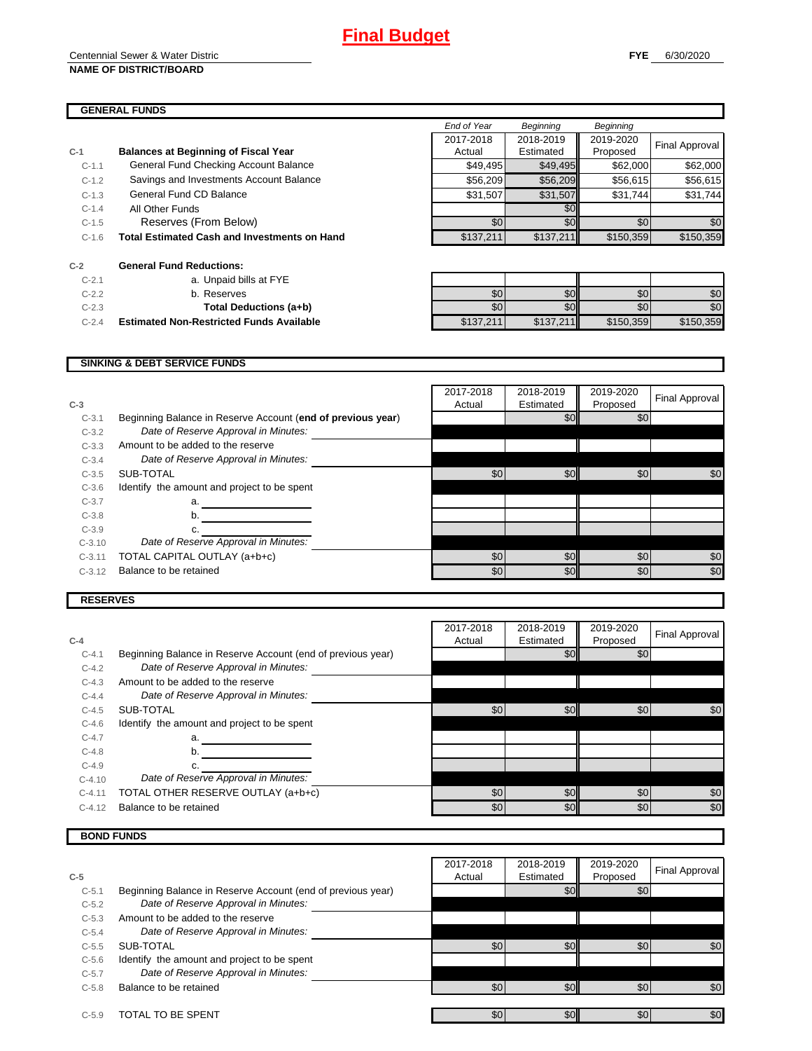# Final Budget

Centennial Sewer & Water Distric
**NAME OF DISTRICT/BOARD**

**FYE** 6/30/2020

## GENERAL FUNDS

| | | *End of Year* 2017-2018 Actual | *Beginning* 2018-2019 Estimated | *Beginning* 2019-2020 Proposed | Final Approval |
|---|---|---|---|---|---|
| C-1 | **Balances at Beginning of Fiscal Year** | | | | |
| C-1.1 | General Fund Checking Account Balance | $49,495 | $49,495 | $62,000 | $62,000 |
| C-1.2 | Savings and Investments Account Balance | $56,209 | $56,209 | $56,615 | $56,615 |
| C-1.3 | General Fund CD Balance | $31,507 | $31,507 | $31,744 | $31,744 |
| C-1.4 | All Other Funds | | $0 | | |
| C-1.5 | Reserves (From Below) | $0 | $0 | $0 | $0 |
| C-1.6 | **Total Estimated Cash and Investments on Hand** | $137,211 | $137,211 | $150,359 | $150,359 |

| | | | | | |
|---|---|---|---|---|---|
| C-2 | **General Fund Reductions:** | | | | |
| C-2.1 | a. Unpaid bills at FYE | | | | |
| C-2.2 | b. Reserves | $0 | $0 | $0 | $0 |
| C-2.3 | **Total Deductions (a+b)** | $0 | $0 | $0 | $0 |
| C-2.4 | **Estimated Non-Restricted Funds Available** | $137,211 | $137,211 | $150,359 | $150,359 |

## SINKING & DEBT SERVICE FUNDS

| C-3 | | 2017-2018 Actual | 2018-2019 Estimated | 2019-2020 Proposed | Final Approval |
|---|---|---|---|---|---|
| C-3.1 | Beginning Balance in Reserve Account (**end of previous year**) | | $0 | $0 | |
| C-3.2 | *Date of Reserve Approval in Minutes:* | | | | |
| C-3.3 | Amount to be added to the reserve | | | | |
| C-3.4 | *Date of Reserve Approval in Minutes:* | | | | |
| C-3.5 | SUB-TOTAL | $0 | $0 | $0 | $0 |
| C-3.6 | Identify the amount and project to be spent | | | | |
| C-3.7 | a. | | | | |
| C-3.8 | b. | | | | |
| C-3.9 | c. | | | | |
| C-3.10 | *Date of Reserve Approval in Minutes:* | | | | |
| C-3.11 | TOTAL CAPITAL OUTLAY (a+b+c) | $0 | $0 | $0 | $0 |
| C-3.12 | Balance to be retained | $0 | $0 | $0 | $0 |

## RESERVES

| C-4 | | 2017-2018 Actual | 2018-2019 Estimated | 2019-2020 Proposed | Final Approval |
|---|---|---|---|---|---|
| C-4.1 | Beginning Balance in Reserve Account (end of previous year) | | $0 | $0 | |
| C-4.2 | *Date of Reserve Approval in Minutes:* | | | | |
| C-4.3 | Amount to be added to the reserve | | | | |
| C-4.4 | *Date of Reserve Approval in Minutes:* | | | | |
| C-4.5 | SUB-TOTAL | $0 | $0 | $0 | $0 |
| C-4.6 | Identify the amount and project to be spent | | | | |
| C-4.7 | a. | | | | |
| C-4.8 | b. | | | | |
| C-4.9 | c. | | | | |
| C-4.10 | *Date of Reserve Approval in Minutes:* | | | | |
| C-4.11 | TOTAL OTHER RESERVE OUTLAY (a+b+c) | $0 | $0 | $0 | $0 |
| C-4.12 | Balance to be retained | $0 | $0 | $0 | $0 |

## BOND FUNDS

| C-5 | | 2017-2018 Actual | 2018-2019 Estimated | 2019-2020 Proposed | Final Approval |
|---|---|---|---|---|---|
| C-5.1 | Beginning Balance in Reserve Account (end of previous year) | | $0 | $0 | |
| C-5.2 | *Date of Reserve Approval in Minutes:* | | | | |
| C-5.3 | Amount to be added to the reserve | | | | |
| C-5.4 | *Date of Reserve Approval in Minutes:* | | | | |
| C-5.5 | SUB-TOTAL | $0 | $0 | $0 | $0 |
| C-5.6 | Identify the amount and project to be spent | | | | |
| C-5.7 | *Date of Reserve Approval in Minutes:* | | | | |
| C-5.8 | Balance to be retained | $0 | $0 | $0 | $0 |
| C-5.9 | TOTAL TO BE SPENT | $0 | $0 | $0 | $0 |